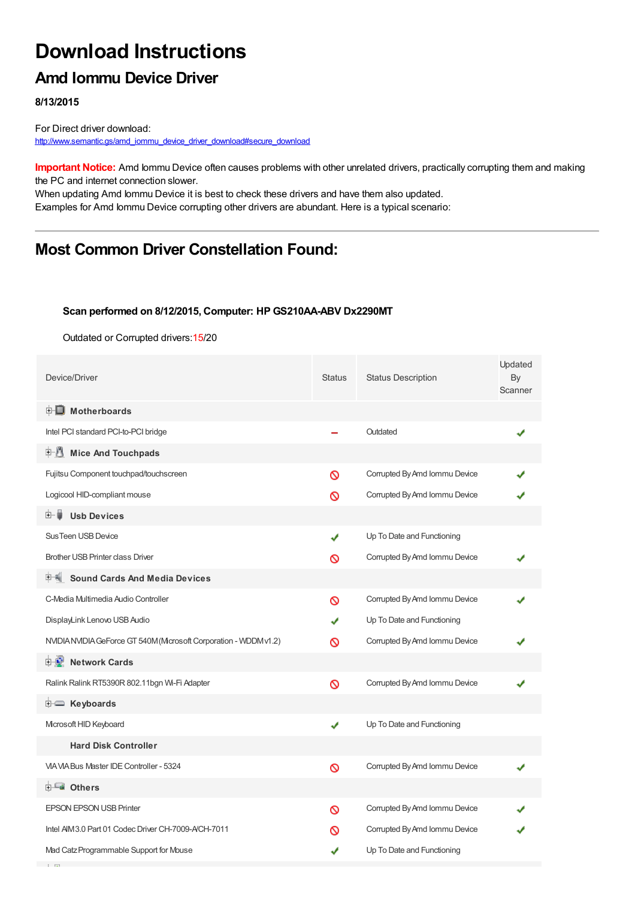# Download Instructions

## Amd Iommu Device Driver

**8/13/2015**

For Direct driver download:
http://www.semantic.gs/amd_iommu_device_driver_download#secure_download

**Important Notice:** Amd Iommu Device often causes problems with other unrelated drivers, practically corrupting them and making the PC and internet connection slower.
When updating Amd Iommu Device it is best to check these drivers and have them also updated.
Examples for Amd Iommu Device corrupting other drivers are abundant. Here is a typical scenario:

## Most Common Driver Constellation Found:

**Scan performed on 8/12/2015, Computer: HP GS210AA-ABV Dx2290MT**

Outdated or Corrupted drivers:15/20

| Device/Driver | Status | Status Description | Updated By Scanner |
|---|---|---|---|
| **Motherboards** | | | |
| Intel PCI standard PCI-to-PCI bridge | – | Outdated | ✔ |
| **Mice And Touchpads** | | | |
| Fujitsu Component touchpad/touchscreen | 🚫 | Corrupted By Amd Iommu Device | ✔ |
| Logicool HID-compliant mouse | 🚫 | Corrupted By Amd Iommu Device | ✔ |
| **Usb Devices** | | | |
| SusTeen USB Device | ✔ | Up To Date and Functioning | |
| Brother USB Printer class Driver | 🚫 | Corrupted By Amd Iommu Device | ✔ |
| **Sound Cards And Media Devices** | | | |
| C-Media Multimedia Audio Controller | 🚫 | Corrupted By Amd Iommu Device | ✔ |
| DisplayLink Lenovo USB Audio | ✔ | Up To Date and Functioning | |
| NVIDIA NVIDIA GeForce GT 540M (Microsoft Corporation - WDDM v1.2) | 🚫 | Corrupted By Amd Iommu Device | ✔ |
| **Network Cards** | | | |
| Ralink Ralink RT5390R 802.11bgn Wi-Fi Adapter | 🚫 | Corrupted By Amd Iommu Device | ✔ |
| **Keyboards** | | | |
| Microsoft HID Keyboard | ✔ | Up To Date and Functioning | |
| **Hard Disk Controller** | | | |
| VIA VIA Bus Master IDE Controller - 5324 | 🚫 | Corrupted By Amd Iommu Device | ✔ |
| **Others** | | | |
| EPSON EPSON USB Printer | 🚫 | Corrupted By Amd Iommu Device | ✔ |
| Intel AIM 3.0 Part 01 Codec Driver CH-7009-A/CH-7011 | 🚫 | Corrupted By Amd Iommu Device | ✔ |
| Mad Catz Programmable Support for Mouse | ✔ | Up To Date and Functioning | |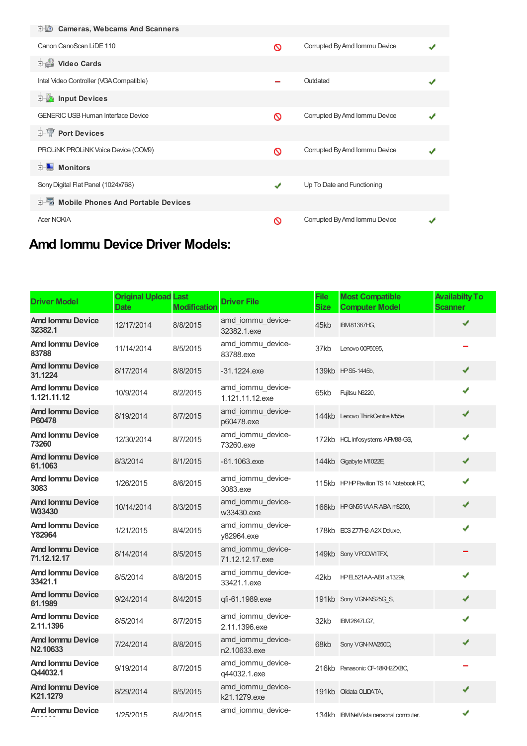| Cameras, Webcams And Scanners | | | |
|---|---|---|---|
| Canon CanoScan LiDE 110 | 🚫 | Corrupted By Amd Iommu Device | ✔ |
| **Video Cards** | | | |
| Intel Video Controller (VGA Compatible) | – | Outdated | ✔ |
| **Input Devices** | | | |
| GENERIC USB Human Interface Device | 🚫 | Corrupted By Amd Iommu Device | ✔ |
| **Port Devices** | | | |
| PROLiNK PROLiNK Voice Device (COM9) | 🚫 | Corrupted By Amd Iommu Device | ✔ |
| **Monitors** | | | |
| Sony Digital Flat Panel (1024x768) | ✔ | Up To Date and Functioning | |
| **Mobile Phones And Portable Devices** | | | |
| Acer NOKIA | 🚫 | Corrupted By Amd Iommu Device | ✔ |

# Amd Iommu Device Driver Models:

| Driver Model | Original Upload Date | Last Modification | Driver File | File Size | Most Compatible Computer Model | Availabilty To Scanner |
|---|---|---|---|---|---|---|
| Amd Iommu Device 32382.1 | 12/17/2014 | 8/8/2015 | amd_iommu_device-32382.1.exe | 45kb | IBM 81387HG, | ✔ |
| Amd Iommu Device 83788 | 11/14/2014 | 8/5/2015 | amd_iommu_device-83788.exe | 37kb | Lenovo 00P5095, | – |
| Amd Iommu Device 31.1224 | 8/17/2014 | 8/8/2015 | -31.1224.exe | 139kb | HP S5-1445b, | ✔ |
| Amd Iommu Device 1.121.11.12 | 10/9/2014 | 8/2/2015 | amd_iommu_device-1.121.11.12.exe | 65kb | Fujitsu N6220, | ✔ |
| Amd Iommu Device P60478 | 8/19/2014 | 8/7/2015 | amd_iommu_device-p60478.exe | 144kb | Lenovo ThinkCentre M55e, | ✔ |
| Amd Iommu Device 73260 | 12/30/2014 | 8/7/2015 | amd_iommu_device-73260.exe | 172kb | HCL Infosystems APM88-GS, | ✔ |
| Amd Iommu Device 61.1063 | 8/3/2014 | 8/1/2015 | -61.1063.exe | 144kb | Gigabyte M1022E, | ✔ |
| Amd Iommu Device 3083 | 1/26/2015 | 8/6/2015 | amd_iommu_device-3083.exe | 115kb | HP HP Pavilion TS 14 Notebook PC, | ✔ |
| Amd Iommu Device W33430 | 10/14/2014 | 8/3/2015 | amd_iommu_device-w33430.exe | 166kb | HP GN551AAR-ABA m8200, | ✔ |
| Amd Iommu Device Y82964 | 1/21/2015 | 8/4/2015 | amd_iommu_device-y82964.exe | 178kb | ECS Z77H2-A2X Deluxe, | ✔ |
| Amd Iommu Device 71.12.12.17 | 8/14/2014 | 8/5/2015 | amd_iommu_device-71.12.12.17.exe | 149kb | Sony VPCCW1TFX, | – |
| Amd Iommu Device 33421.1 | 8/5/2014 | 8/8/2015 | amd_iommu_device-33421.1.exe | 42kb | HP EL521AA-AB1 a1329k, | ✔ |
| Amd Iommu Device 61.1989 | 9/24/2014 | 8/4/2015 | qfi-61.1989.exe | 191kb | Sony VGN-NS25G_S, | ✔ |
| Amd Iommu Device 2.11.1396 | 8/5/2014 | 8/7/2015 | amd_iommu_device-2.11.1396.exe | 32kb | IBM 2647LG7, | ✔ |
| Amd Iommu Device N2.10633 | 7/24/2014 | 8/8/2015 | amd_iommu_device-n2.10633.exe | 68kb | Sony VGN-NW250D, | ✔ |
| Amd Iommu Device Q44032.1 | 9/19/2014 | 8/7/2015 | amd_iommu_device-q44032.1.exe | 216kb | Panasonic CF-18KH2ZXBC, | – |
| Amd Iommu Device K21.1279 | 8/29/2014 | 8/5/2015 | amd_iommu_device-k21.1279.exe | 191kb | Olidata OLIDATA, | ✔ |
| Amd Iommu Device | 1/25/2015 | 8/4/2015 | amd_iommu_device- | 134kb | IBM NetVista personal computer, | ✔ |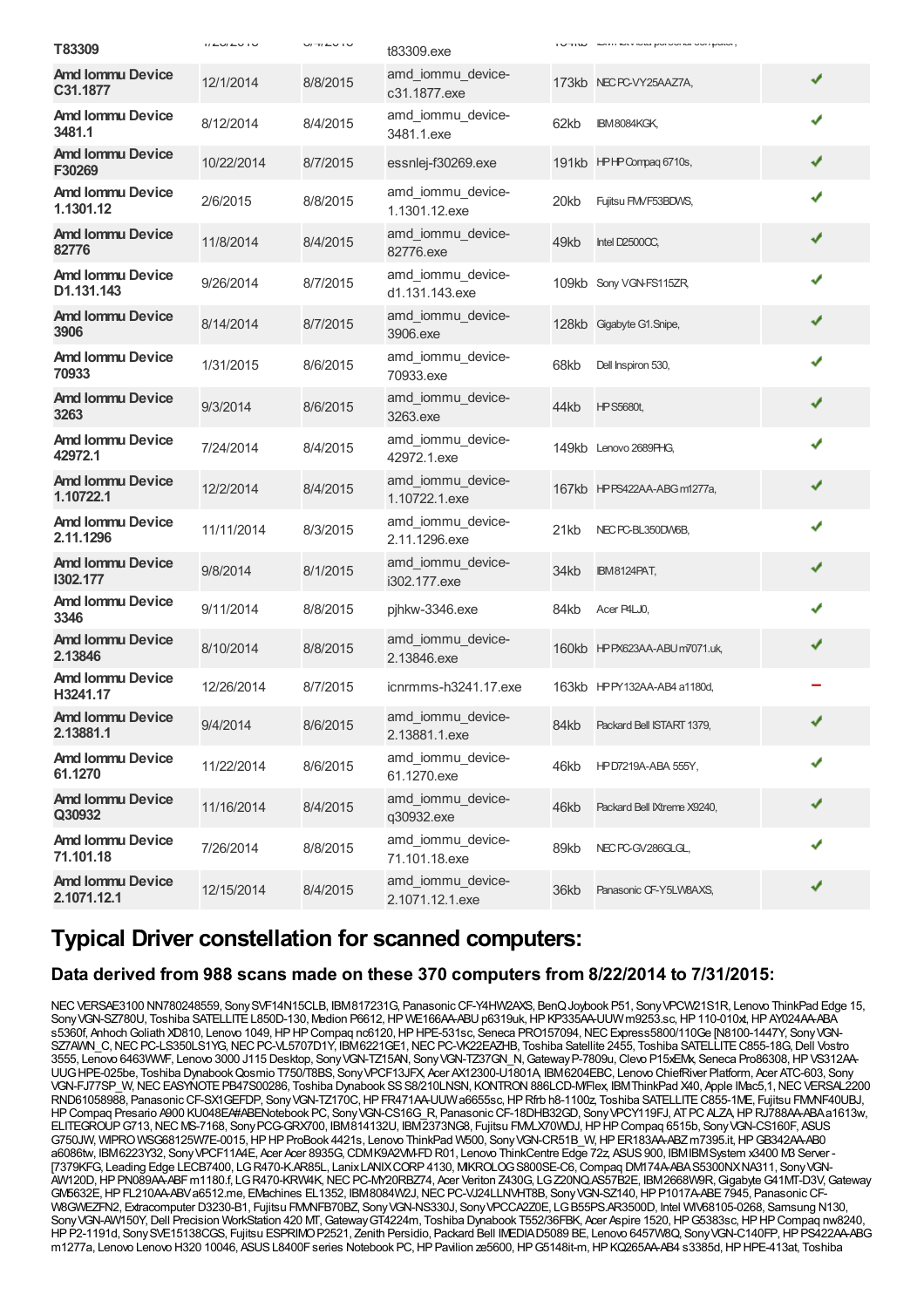| | | | | | | |
|---|---|---|---|---|---|---|
| T83309 | | | t83309.exe | | | |
| Amd Iommu Device C31.1877 | 12/1/2014 | 8/8/2015 | amd_iommu_device-c31.1877.exe | 173kb | NEC PC-VY25AAZ7A, | ✔ |
| Amd Iommu Device 3481.1 | 8/12/2014 | 8/4/2015 | amd_iommu_device-3481.1.exe | 62kb | IBM 8084KGK, | ✔ |
| Amd Iommu Device F30269 | 10/22/2014 | 8/7/2015 | essnlej-f30269.exe | 191kb | HP HP Compaq 6710s, | ✔ |
| Amd Iommu Device 1.1301.12 | 2/6/2015 | 8/8/2015 | amd_iommu_device-1.1301.12.exe | 20kb | Fujitsu FMVF53BDWS, | ✔ |
| Amd Iommu Device 82776 | 11/8/2014 | 8/4/2015 | amd_iommu_device-82776.exe | 49kb | Intel D2500CC, | ✔ |
| Amd Iommu Device D1.131.143 | 9/26/2014 | 8/7/2015 | amd_iommu_device-d1.131.143.exe | 109kb | Sony VGN-FS115ZR, | ✔ |
| Amd Iommu Device 3906 | 8/14/2014 | 8/7/2015 | amd_iommu_device-3906.exe | 128kb | Gigabyte G1.Snipe, | ✔ |
| Amd Iommu Device 70933 | 1/31/2015 | 8/6/2015 | amd_iommu_device-70933.exe | 68kb | Dell Inspiron 530, | ✔ |
| Amd Iommu Device 3263 | 9/3/2014 | 8/6/2015 | amd_iommu_device-3263.exe | 44kb | HP S5680t, | ✔ |
| Amd Iommu Device 42972.1 | 7/24/2014 | 8/4/2015 | amd_iommu_device-42972.1.exe | 149kb | Lenovo 2689PHG, | ✔ |
| Amd Iommu Device 1.10722.1 | 12/2/2014 | 8/4/2015 | amd_iommu_device-1.10722.1.exe | 167kb | HP PS422AA-ABG m1277a, | ✔ |
| Amd Iommu Device 2.11.1296 | 11/11/2014 | 8/3/2015 | amd_iommu_device-2.11.1296.exe | 21kb | NEC PC-BL350DW6B, | ✔ |
| Amd Iommu Device I302.177 | 9/8/2014 | 8/1/2015 | amd_iommu_device-i302.177.exe | 34kb | IBM 8124PAT, | ✔ |
| Amd Iommu Device 3346 | 9/11/2014 | 8/8/2015 | pjhkw-3346.exe | 84kb | Acer P4LJ0, | ✔ |
| Amd Iommu Device 2.13846 | 8/10/2014 | 8/8/2015 | amd_iommu_device-2.13846.exe | 160kb | HP PX623AA-ABU m7071.uk, | ✔ |
| Amd Iommu Device H3241.17 | 12/26/2014 | 8/7/2015 | icnrmms-h3241.17.exe | 163kb | HP PY132AA-AB4 a1180d, | — |
| Amd Iommu Device 2.13881.1 | 9/4/2014 | 8/6/2015 | amd_iommu_device-2.13881.1.exe | 84kb | Packard Bell ISTART 1379, | ✔ |
| Amd Iommu Device 61.1270 | 11/22/2014 | 8/6/2015 | amd_iommu_device-61.1270.exe | 46kb | HP D7219A-ABA 555Y, | ✔ |
| Amd Iommu Device Q30932 | 11/16/2014 | 8/4/2015 | amd_iommu_device-q30932.exe | 46kb | Packard Bell IXtreme X9240, | ✔ |
| Amd Iommu Device 71.101.18 | 7/26/2014 | 8/8/2015 | amd_iommu_device-71.101.18.exe | 89kb | NEC PC-GV286GLGL, | ✔ |
| Amd Iommu Device 2.1071.12.1 | 12/15/2014 | 8/4/2015 | amd_iommu_device-2.1071.12.1.exe | 36kb | Panasonic CF-Y5LW8AXS, | ✔ |

# Typical Driver constellation for scanned computers:

## Data derived from 988 scans made on these 370 computers from 8/22/2014 to 7/31/2015:

NEC VERSAE3100 NN780248559, Sony SVF14N15CLB, IBM 817231G, Panasonic CF-Y4HW2AXS, BenQ Joybook P51, Sony VPCW21S1R, Lenovo ThinkPad Edge 15, Sony VGN-SZ780U, Toshiba SATELLITE L850D-130, Medion P6612, HP WE166AA-ABU p6319uk, HP KP335AA-UUW m9253.sc, HP 110-010xt, HP AY024AA-ABA s5360f, Anhoch Goliath XD810, Lenovo 1049, HP HP Compaq nc6120, HP HPE-531sc, Seneca PRO157094, NEC Express5800/110Ge [N8100-1447Y, Sony VGN-SZ7AWN_C, NEC PC-LS350LS1YG, NEC PC-VL5707D1Y, IBM 6221GE1, NEC PC-VK22EAZHB, Toshiba Satellite 2455, Toshiba SATELLITE C855-18G, Dell Vostro 3555, Lenovo 6463WWF, Lenovo 3000 J115 Desktop, Sony VGN-TZ15AN, Sony VGN-TZ37GN_N, Gateway P-7809u, Clevo P15xEMx, Seneca Pro86308, HP VS312AA-UUG HPE-025be, Toshiba Dynabook Qosmio T750/T8BS, Sony VPCF13JFX, Acer AX12300-U1801A, IBM 6204EBC, Lenovo ChiefRiver Platform, Acer ATC-603, Sony VGN-FJ77SP_W, NEC EASYNOTE PB47S00286, Toshiba Dynabook SS S8/210LNSN, KONTRON 886LCD-M/Flex, IBM ThinkPad X40, Apple IMac5,1, NEC VERSAL2200 RND61058988, Panasonic CF-SX1GEFDP, Sony VGN-TZ170C, HP FR471AA-UUW a6655sc, HP Rfrb h8-1100z, Toshiba SATELLITE C855-1ME, Fujitsu FMVNF40UBJ, HP Compaq Presario A900 KU048EA#ABENotebook PC, Sony VGN-CS16G_R, Panasonic CF-18DHB32GD, Sony VPCY119FJ, AT PC ALZA, HP RJ788AA-ABA a1613w, ELITEGROUP G713, NEC MS-7168, Sony PCG-GRX700, IBM 814132U, IBM 2373NG8, Fujitsu FMLX70WDJ, HP HP Compaq 6515b, Sony VGN-CS160F, ASUS G750JW, WIPRO WSG68125W7E-0015, HP HP ProBook 4421s, Lenovo ThinkPad W500, Sony VGN-CR51B_W, HP ER183AA-ABZ m7395.it, HP GB342AA-AB0 a6086tw, IBM 6223Y32, Sony VPCF11A4E, Acer Acer 8935G, CDM K9A2VM-FD R01, Lenovo ThinkCentre Edge 72z, ASUS 900, IBM IBM System x3400 M3 Server -[7379KFG, Leading Edge LECB7400, LG R470-K.AR85L, Lanix LANIX CORP 4130, MIKROLOG S800SE-C6, Compaq DM174A-ABA S5300NX NA311, Sony VGN-AW120D, HP PN089AA-ABF m1180.f, LG R470-KRW4K, NEC PC-MY20RBZ74, Acer Veriton Z430G, LG Z20NQ.AS57B2E, IBM 2668W9R, Gigabyte G41MT-D3V, Gateway GM5632E, HP FL210AA-ABV a6512.me, EMachines EL1352, IBM 8084W2J, NEC PC-VJ24LLNVHT8B, Sony VGN-SZ140, HP P1017A-ABE 7945, Panasonic CF-W8GWEZFN2, Extracomputer D3230-B1, Fujitsu FMVNFB70BZ, Sony VGN-NS330J, Sony VPCCA2Z0E, LG B55PS.AR3500D, Intel WIV68105-0268, Samsung N130, Sony VGN-AW150Y, Dell Precision WorkStation 420 MT, Gateway GT4224m, Toshiba Dynabook T552/36FBK, Acer Aspire 1520, HP G5383sc, HP HP Compaq nw8240, HP P2-1191d, Sony SVE15138CGS, Fujitsu ESPRIMO P2521, Zenith Persidio, Packard Bell IMEDIA D5089 BE, Lenovo 6457W8Q, Sony VGN-C140FP, HP PS422AA-ABG m1277a, Lenovo Lenovo H320 10046, ASUS L8400F series Notebook PC, HP Pavilion ze5600, HP G5148it-m, HP KQ265AA-AB4 s3385d, HP HPE-413at, Toshiba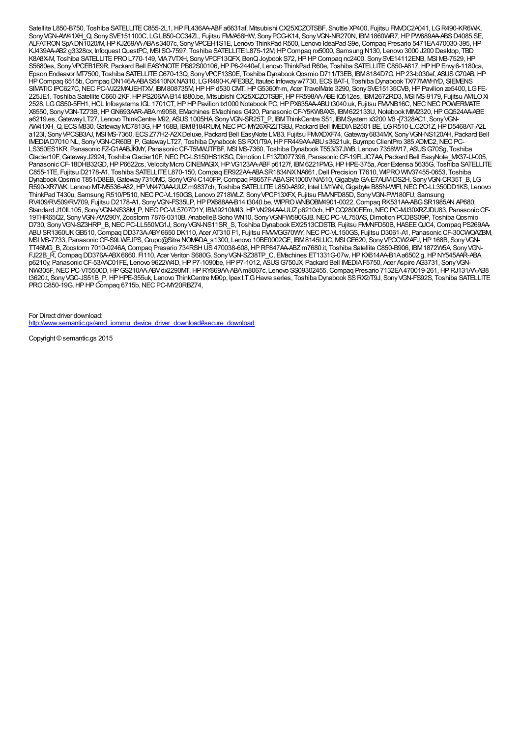Satellite L850-B750, Toshiba SATELLITE C855-2L1, HP FL436AA-ABF a6631af, Mitsubishi CX25XCZOTSBF, Shuttle XP400, Fujitsu FMVDC2A041, LG R490-KR6WK, Sony VGN-AW41XH_Q, Sony SVE151100C, LG LB50-CC34ZL, Fujitsu FMVA56HW, Sony PCG-K14, Sony VGN-NR270N, IBM 1860WR7, HP PW689AA-ABS D4085.SE, ALFATRON SpA DN1020/M, HP KJ269AA-ABA s3407c, Sony VPCEH1S1E, Lenovo ThinkPad R500, Lenovo IdeaPad S9e, Compaq Presario 5471EA 470030-395, HP KJ439AA-AB2 g3328cx, Infoquest QuestPC, MSI SO-7597, Toshiba SATELLITE L875-12M, HP Compaq nx5000, Samsung N130, Lenovo 3000 J200 Desktop, TBD K8A8X-M, Toshiba SATELLITE PRO L770-149, VIA 7VTXH, Sony VPCF13QFX, BenQ Joybook S72, HP HP Compaq nc2400, Sony SVE14112ENB, MSI MB-7529, HP S5680es, Sony VPCEB1E9R, Packard Bell EASYNOTE PB62S00106, HP P6-2440ef, Lenovo ThinkPad R60e, Toshiba SATELLITE C850-A817, HP HP Envy 6-1180ca, Epson Endeavor MT7500, Toshiba SATELLITE C670-13Q, Sony VPCF13S0E, Toshiba Dynabook Qosmio D711/T3EB, IBM 8184D7G, HP 23-b030ef, ASUS G70AB, HP HP Compaq 6515b, Compaq DN146A-ABA S5410NX NA310, LG R490-K.AFE3BZ, Itautec Infoway w7730, ECS BAT-I, Toshiba Dynabook TX/77MWHYD, SIEMENS SIMATIC IPC627C, NEC PC-VJ22MAUEHTXV, IBM 808735M, HP HP d530 CMT, HP G5360fr-m, Acer TravelMate 3290, Sony SVE15135CVB, HP Pavilion ze5400, LG FE-225JE1, Toshiba Satellite C660-2KF, HP PS206AA-B14 t880.be, Mitsubishi CX25XCZOTSBF, HP FR598AA-ABE IQ512es, IBM 2672RD3, MSI MS-9179, Fujitsu AMILO Xi 2528, LG GS50-5FH1, HCL Infosystems IGL 1701CT, HP HP Pavilion tx1000 Notebook PC, HP PX635AA-ABU t3040.uk, Fujitsu FMVNB16C, NEC NEC POWERMATE X8550, Sony VGN-TZ73B, HP GN693AAR-ABA m9058, EMachines EMachines G420, Panasonic CF-Y5KW8AXS, IBM 622133U, Notebook MIM2320, HP GQ524AA-ABE a6219.es, Gateway LT27, Lenovo ThinkCentre M92, ASUS 1005HA, Sony VGN-SR25T_P, IBM ThinkCentre S51, IBM System x3200 M3 -[7328AC1, Sony VGN-AW41XH_Q, ECS M830, Gateway MC7813G, HP 168B, IBM 8184RUM, NEC PC-MY26XRZJTSBJ, Packard Bell IMEDIA B2501 BE, LG R510-L.C2O1Z, HP D5468AT-A2L a123l, Sony VPCSB3AJ, MSI MS-7360, ECS Z77H2-A2X Deluxe, Packard Bell EasyNote LM83, Fujitsu FMVXDXF74, Gateway 6834MX, Sony VGN-NS120AH, Packard Bell IMEDIA D7010 NL, Sony VGN-CR60B_P, Gateway LT27, Toshiba Dynabook SS RX1/T9A, HP FR449AA-ABU s3621uk, Buympc ClientPro 385 ADMC2, NEC PC-LS350ES1KR, Panasonic FZ-G1AABJKMY, Panasonic CF-T5MWJTFBF, MSI MS-7360, Toshiba Dynabook T553/37JWB, Lenovo 7358W17, ASUS G70Sg, Toshiba Glacier10F, Gateway J2924, Toshiba Glacier10F, NEC PC-LS150HS1KSG, Dimotion LF13Z0077396, Panasonic CF-19FLJC7AA, Packard Bell EasyNote_MX37-U-005, Panasonic CF-18DHB32GD, HP P6622cs, Velocity Micro CINEMAGIX, HP VG123AA-ABF p6127f, IBM 6221PMG, HP HPE-375a, Acer Extensa 5635G, Toshiba SATELLITE C855-1TE, Fujitsu D2178-A1, Toshiba SATELLITE L870-150, Compaq ER922AA-ABA SR1834NX NA661, Dell Precision T7610, WIPRO WIV37455-0653, Toshiba Dynabook Qosmio T851/D8EB, Gateway 7310MC, Sony VGN-C140FP, Compaq P8657F-ABA SR1000V NA510, Gigabyte GA-E7AUM-DS2H, Sony VGN-CR35T_B, LG R590-XR7WK, Lenovo MT-M5536-A82, HP VN470AA-UUZ m9837ch, Toshiba SATELLITE L850-A892, Intel LM1WN, Gigabyte B85N-WIFI, NEC PC-LL350DD1KS, Lenovo ThinkPad T430u, Samsung R510/P510, NEC PC-VL150GS, Lenovo 2718WLZ, Sony VPCF13XFX, Fujitsu FMVNFD85D, Sony VGN-FW180FU, Samsung RV409/RV509/RV709, Fujitsu D2178-A1, Sony VGN-FS35LP, HP PX688AA-B14 t3040.be, WIPRO WNBOBM4901-0022, Compaq RK531AA-ABG SR1985AN AP680, Standard J10IL105, Sony VGN-NS38M_P, NEC PC-VL5707D1Y, IBM 9210M43, HP VN294AA-UUZ p6210ch, HP CQ2800EEm, NEC PC-MJ30XRZJDU83, Panasonic CF-19THR65Q2, Sony VGN-AW290Y, Zoostorm 7876-0310B, AnabelleB Soho WN10, Sony VGNFW590GJB, NEC PC-VL750AS, Dimotion PCDBS09P, Toshiba Qosmio D730, Sony VGN-SZ3HRP_B, NEC PC-LL550MG1J, Sony VGN-NS11SR_S, Toshiba Dynabook EX/2513CDSTB, Fujitsu FMVNFD50B, HASEE QJC4, Compaq PS269AA-ABU SR1360UK GB510, Compaq DD373A-ABY 6650 DK110, Acer AT310 F1, Fujitsu FMVMGG70WY, NEC PC-VL150GS, Fujitsu D3061-A1, Panasonic CF-30CWQAZBM, MSI MS-7733, Panasonic CF-S9LWEJPS, Grupo@Sitre NOMADA_s1300, Lenovo 10BE0002GE, IBM 8145LUC, MSI GE620, Sony VPCCW2AFJ, HP 168B, Sony VGN-TT46MG_B, Zoostorm 7010-0246A, Compaq Presario 734RSH US 470038-608, HP RP847AA-ABZ m7680.it, Toshiba Satellite C850-B906, IBM 1872W5A, Sony VGN-FJ22B_R, Compaq DD376A-ABX 6660. FI110, Acer Veriton S680G, Sony VGN-SZ38TP_C, EMachines ET1331G-07w, HP KX614AA-B1A a6502.g, HP NY545AAR-ABA p6210y, Panasonic CF-53AAC01FE, Lenovo 9622W4D, HP P7-1090be, HP P7-1012, ASUS G750JX, Packard Bell IMEDIA F5750, Acer Aspire AG3731, Sony VGN-NW305F, NEC PC-VT5500D, HP GS210AA-ABV dx2290MT, HP RY869AA-ABA m8067c, Lenovo SS09302455, Compaq Presario 7132EA 470019-261, HP RJ131AA-AB8 t3620.t, Sony VGC-JS51B_P, HP HPE-355uk, Lenovo ThinkCentre M90p, Ipex I.T.G Havre series, Toshiba Dynabook SS RX2/T9J, Sony VGN-FS92S, Toshiba SATELLITE PRO C850-19G, HP HP Compaq 6715b, NEC PC-MY20RBZ74,

For Direct driver download:
[http://www.semantic.gs/amd_iommu_device_driver_download#secure_download](http://www.semantic.gs/amd_iommu_device_driver_download#secure_download)

Copyright © semantic.gs 2015